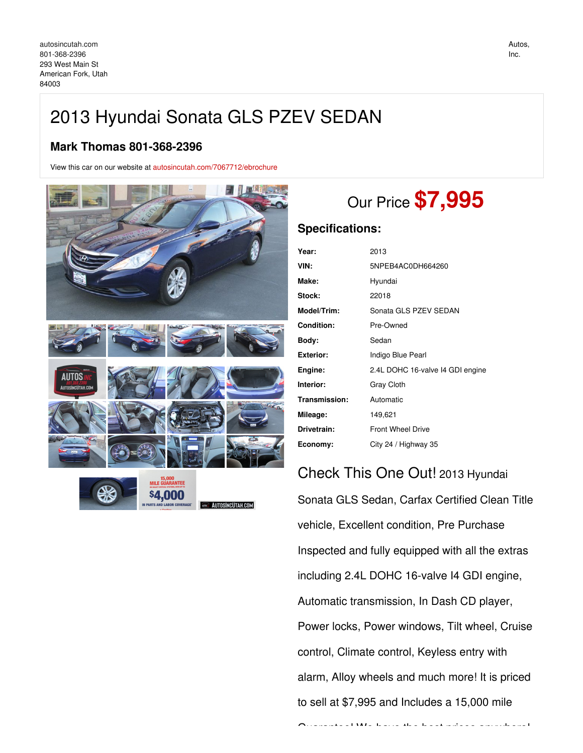autosincutah.com
801-368-2396
293 West Main St
American Fork, Utah
84003

Autos, Inc.

# 2013 Hyundai Sonata GLS PZEV SEDAN

### Mark Thomas 801-368-2396

View this car on our website at autosincutah.com/7067712/ebrochure

Our Price **$7,995**

## Specifications:

| | |
|---|---|
| **Year:** | 2013 |
| **VIN:** | 5NPEB4AC0DH664260 |
| **Make:** | Hyundai |
| **Stock:** | 22018 |
| **Model/Trim:** | Sonata GLS PZEV SEDAN |
| **Condition:** | Pre-Owned |
| **Body:** | Sedan |
| **Exterior:** | Indigo Blue Pearl |
| **Engine:** | 2.4L DOHC 16-valve I4 GDI engine |
| **Interior:** | Gray Cloth |
| **Transmission:** | Automatic |
| **Mileage:** | 149,621 |
| **Drivetrain:** | Front Wheel Drive |
| **Economy:** | City 24 / Highway 35 |

Check This One Out! 2013 Hyundai Sonata GLS Sedan, Carfax Certified Clean Title vehicle, Excellent condition, Pre Purchase Inspected and fully equipped with all the extras including 2.4L DOHC 16-valve I4 GDI engine, Automatic transmission, In Dash CD player, Power locks, Power windows, Tilt wheel, Cruise control, Climate control, Keyless entry with alarm, Alloy wheels and much more! It is priced to sell at $7,995 and Includes a 15,000 mile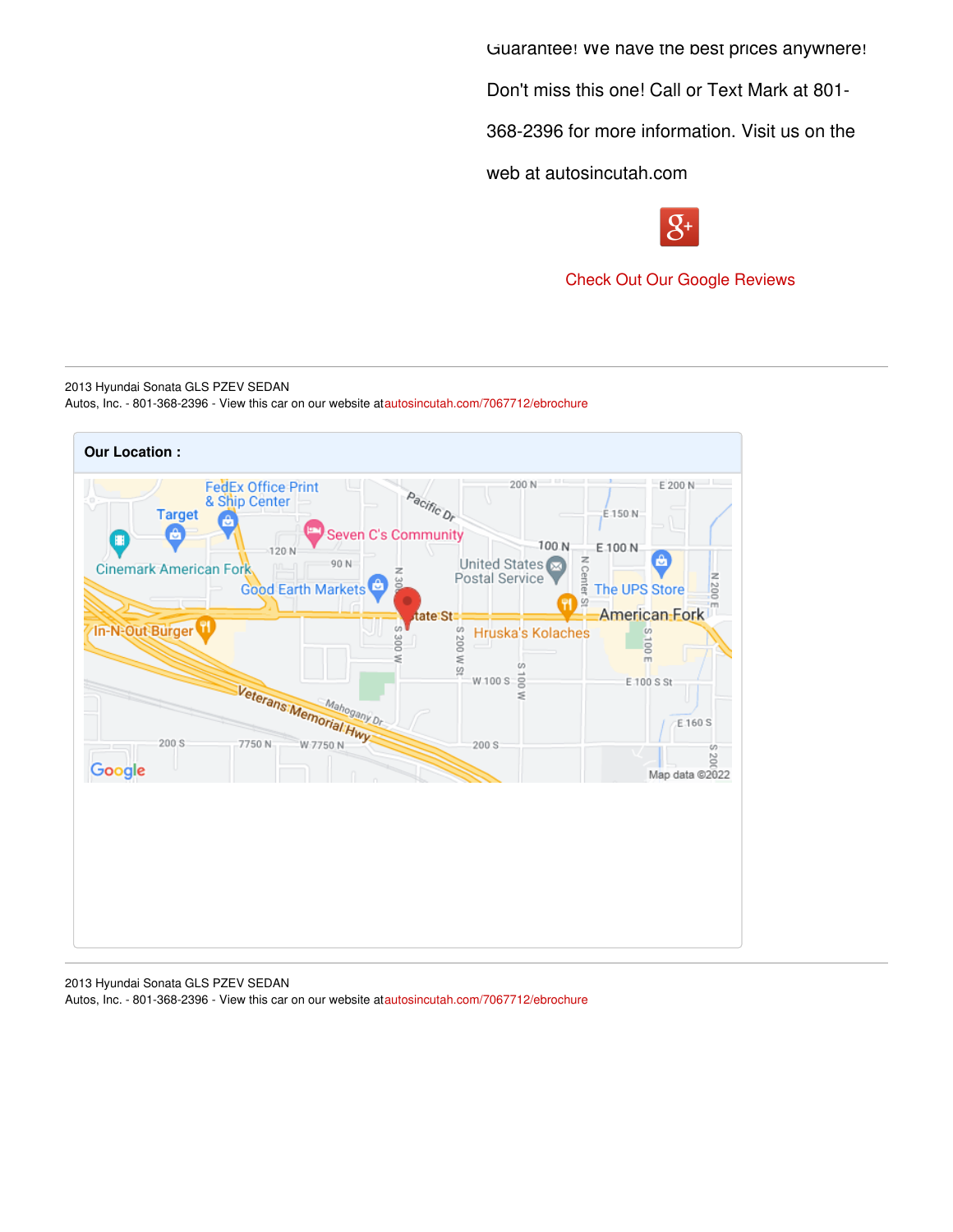Guarantee! We have the best prices anywhere! Don't miss this one! Call or Text Mark at 801-368-2396 for more information. Visit us on the web at autosincutah.com

Check Out Our Google Reviews

---

2013 Hyundai Sonata GLS PZEV SEDAN
Autos, Inc. - 801-368-2396 - View this car on our website at autosincutah.com/7067712/ebrochure

**Our Location :**

---

2013 Hyundai Sonata GLS PZEV SEDAN
Autos, Inc. - 801-368-2396 - View this car on our website at autosincutah.com/7067712/ebrochure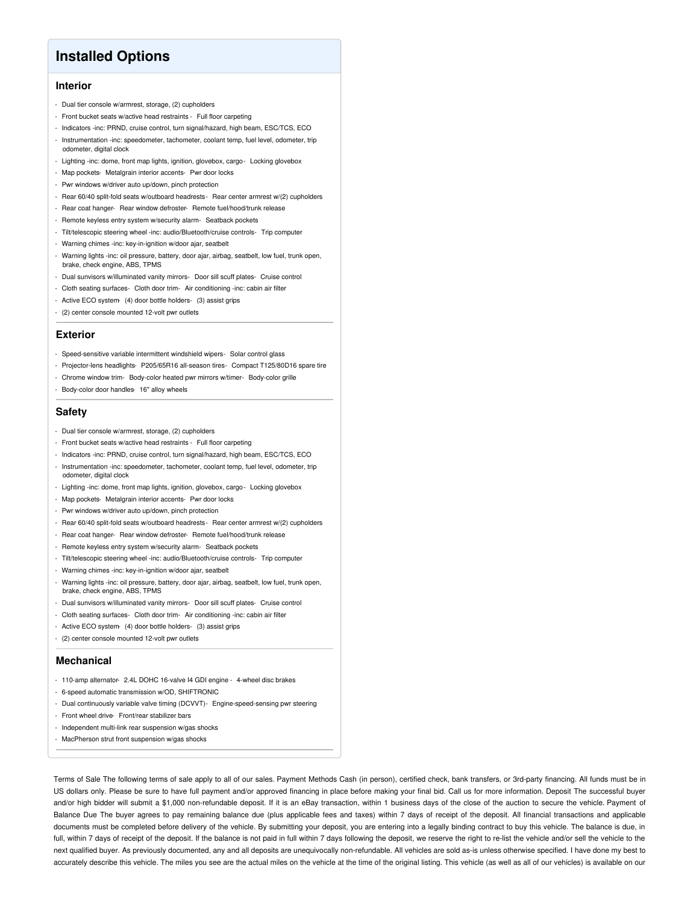## Installed Options

### Interior

- Dual tier console w/armrest, storage, (2) cupholders
- Front bucket seats w/active head restraints - Full floor carpeting
- Indicators -inc: PRND, cruise control, turn signal/hazard, high beam, ESC/TCS, ECO
- Instrumentation -inc: speedometer, tachometer, coolant temp, fuel level, odometer, trip odometer, digital clock
- Lighting -inc: dome, front map lights, ignition, glovebox, cargo - Locking glovebox
- Map pockets - Metalgrain interior accents - Pwr door locks
- Pwr windows w/driver auto up/down, pinch protection
- Rear 60/40 split-fold seats w/outboard headrests - Rear center armrest w/(2) cupholders
- Rear coat hanger - Rear window defroster - Remote fuel/hood/trunk release
- Remote keyless entry system w/security alarm - Seatback pockets
- Tilt/telescopic steering wheel -inc: audio/Bluetooth/cruise controls - Trip computer
- Warning chimes -inc: key-in-ignition w/door ajar, seatbelt
- Warning lights -inc: oil pressure, battery, door ajar, airbag, seatbelt, low fuel, trunk open, brake, check engine, ABS, TPMS
- Dual sunvisors w/illuminated vanity mirrors - Door sill scuff plates - Cruise control
- Cloth seating surfaces - Cloth door trim - Air conditioning -inc: cabin air filter
- Active ECO system - (4) door bottle holders - (3) assist grips
- (2) center console mounted 12-volt pwr outlets

### Exterior

- Speed-sensitive variable intermittent windshield wipers - Solar control glass
- Projector-lens headlights - P205/65R16 all-season tires - Compact T125/80D16 spare tire
- Chrome window trim - Body-color heated pwr mirrors w/timer - Body-color grille
- Body-color door handles - 16" alloy wheels

### Safety

- Dual tier console w/armrest, storage, (2) cupholders
- Front bucket seats w/active head restraints - Full floor carpeting
- Indicators -inc: PRND, cruise control, turn signal/hazard, high beam, ESC/TCS, ECO
- Instrumentation -inc: speedometer, tachometer, coolant temp, fuel level, odometer, trip odometer, digital clock
- Lighting -inc: dome, front map lights, ignition, glovebox, cargo - Locking glovebox
- Map pockets - Metalgrain interior accents - Pwr door locks
- Pwr windows w/driver auto up/down, pinch protection
- Rear 60/40 split-fold seats w/outboard headrests - Rear center armrest w/(2) cupholders
- Rear coat hanger - Rear window defroster - Remote fuel/hood/trunk release
- Remote keyless entry system w/security alarm - Seatback pockets
- Tilt/telescopic steering wheel -inc: audio/Bluetooth/cruise controls - Trip computer
- Warning chimes -inc: key-in-ignition w/door ajar, seatbelt
- Warning lights -inc: oil pressure, battery, door ajar, airbag, seatbelt, low fuel, trunk open, brake, check engine, ABS, TPMS
- Dual sunvisors w/illuminated vanity mirrors - Door sill scuff plates - Cruise control
- Cloth seating surfaces - Cloth door trim - Air conditioning -inc: cabin air filter
- Active ECO system - (4) door bottle holders - (3) assist grips
- (2) center console mounted 12-volt pwr outlets

### Mechanical

- 110-amp alternator - 2.4L DOHC 16-valve I4 GDI engine - 4-wheel disc brakes
- 6-speed automatic transmission w/OD, SHIFTRONIC
- Dual continuously variable valve timing (DCVVT) - Engine-speed-sensing pwr steering
- Front wheel drive - Front/rear stabilizer bars
- Independent multi-link rear suspension w/gas shocks
- MacPherson strut front suspension w/gas shocks

Terms of Sale The following terms of sale apply to all of our sales. Payment Methods Cash (in person), certified check, bank transfers, or 3rd-party financing. All funds must be in US dollars only. Please be sure to have full payment and/or approved financing in place before making your final bid. Call us for more information. Deposit The successful buyer and/or high bidder will submit a $1,000 non-refundable deposit. If it is an eBay transaction, within 1 business days of the close of the auction to secure the vehicle. Payment of Balance Due The buyer agrees to pay remaining balance due (plus applicable fees and taxes) within 7 days of receipt of the deposit. All financial transactions and applicable documents must be completed before delivery of the vehicle. By submitting your deposit, you are entering into a legally binding contract to buy this vehicle. The balance is due, in full, within 7 days of receipt of the deposit. If the balance is not paid in full within 7 days following the deposit, we reserve the right to re-list the vehicle and/or sell the vehicle to the next qualified buyer. As previously documented, any and all deposits are unequivocally non-refundable. All vehicles are sold as-is unless otherwise specified. I have done my best to accurately describe this vehicle. The miles you see are the actual miles on the vehicle at the time of the original listing. This vehicle (as well as all of our vehicles) is available on our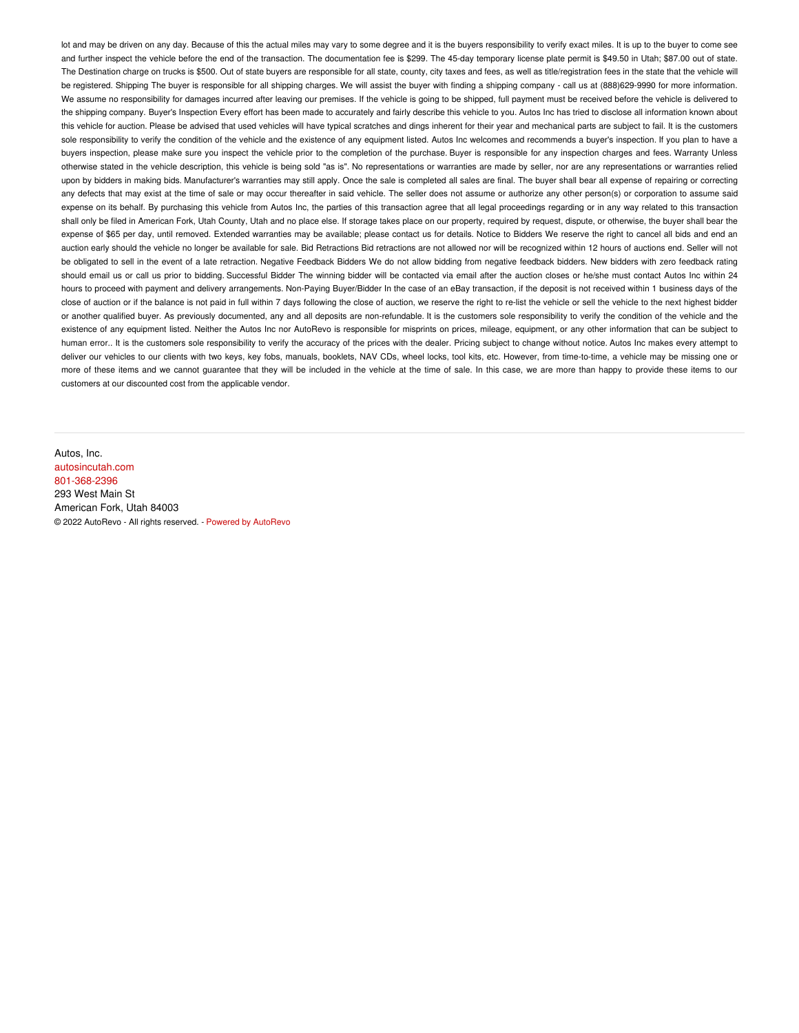lot and may be driven on any day. Because of this the actual miles may vary to some degree and it is the buyers responsibility to verify exact miles. It is up to the buyer to come see and further inspect the vehicle before the end of the transaction. The documentation fee is $299. The 45-day temporary license plate permit is $49.50 in Utah; $87.00 out of state. The Destination charge on trucks is $500. Out of state buyers are responsible for all state, county, city taxes and fees, as well as title/registration fees in the state that the vehicle will be registered. Shipping The buyer is responsible for all shipping charges. We will assist the buyer with finding a shipping company - call us at (888)629-9990 for more information. We assume no responsibility for damages incurred after leaving our premises. If the vehicle is going to be shipped, full payment must be received before the vehicle is delivered to the shipping company. Buyer's Inspection Every effort has been made to accurately and fairly describe this vehicle to you. Autos Inc has tried to disclose all information known about this vehicle for auction. Please be advised that used vehicles will have typical scratches and dings inherent for their year and mechanical parts are subject to fail. It is the customers sole responsibility to verify the condition of the vehicle and the existence of any equipment listed. Autos Inc welcomes and recommends a buyer's inspection. If you plan to have a buyers inspection, please make sure you inspect the vehicle prior to the completion of the purchase. Buyer is responsible for any inspection charges and fees. Warranty Unless otherwise stated in the vehicle description, this vehicle is being sold "as is". No representations or warranties are made by seller, nor are any representations or warranties relied upon by bidders in making bids. Manufacturer's warranties may still apply. Once the sale is completed all sales are final. The buyer shall bear all expense of repairing or correcting any defects that may exist at the time of sale or may occur thereafter in said vehicle. The seller does not assume or authorize any other person(s) or corporation to assume said expense on its behalf. By purchasing this vehicle from Autos Inc, the parties of this transaction agree that all legal proceedings regarding or in any way related to this transaction shall only be filed in American Fork, Utah County, Utah and no place else. If storage takes place on our property, required by request, dispute, or otherwise, the buyer shall bear the expense of $65 per day, until removed. Extended warranties may be available; please contact us for details. Notice to Bidders We reserve the right to cancel all bids and end an auction early should the vehicle no longer be available for sale. Bid Retractions Bid retractions are not allowed nor will be recognized within 12 hours of auctions end. Seller will not be obligated to sell in the event of a late retraction. Negative Feedback Bidders We do not allow bidding from negative feedback bidders. New bidders with zero feedback rating should email us or call us prior to bidding. Successful Bidder The winning bidder will be contacted via email after the auction closes or he/she must contact Autos Inc within 24 hours to proceed with payment and delivery arrangements. Non-Paying Buyer/Bidder In the case of an eBay transaction, if the deposit is not received within 1 business days of the close of auction or if the balance is not paid in full within 7 days following the close of auction, we reserve the right to re-list the vehicle or sell the vehicle to the next highest bidder or another qualified buyer. As previously documented, any and all deposits are non-refundable. It is the customers sole responsibility to verify the condition of the vehicle and the existence of any equipment listed. Neither the Autos Inc nor AutoRevo is responsible for misprints on prices, mileage, equipment, or any other information that can be subject to human error.. It is the customers sole responsibility to verify the accuracy of the prices with the dealer. Pricing subject to change without notice. Autos Inc makes every attempt to deliver our vehicles to our clients with two keys, key fobs, manuals, booklets, NAV CDs, wheel locks, tool kits, etc. However, from time-to-time, a vehicle may be missing one or more of these items and we cannot guarantee that they will be included in the vehicle at the time of sale. In this case, we are more than happy to provide these items to our customers at our discounted cost from the applicable vendor.

---

Autos, Inc.
autosincutah.com
801-368-2396
293 West Main St
American Fork, Utah 84003
© 2022 AutoRevo - All rights reserved. - Powered by AutoRevo